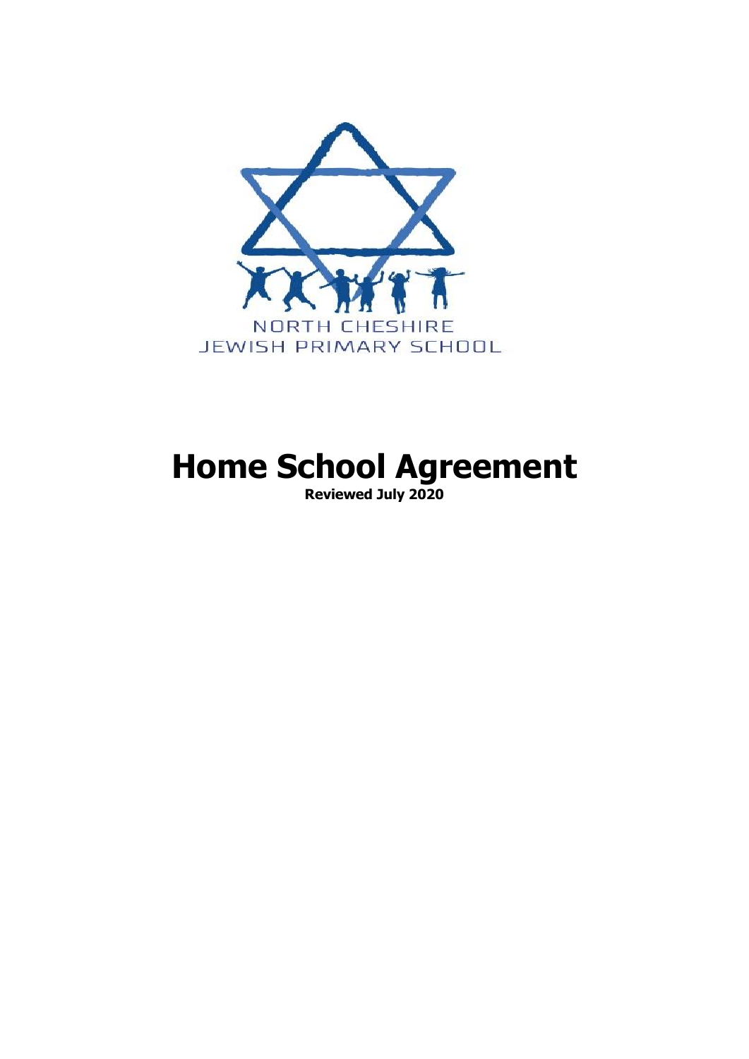NORTH CHESHIRE
JEWISH PRIMARY SCHOOL

# Home School Agreement

**Reviewed July 2020**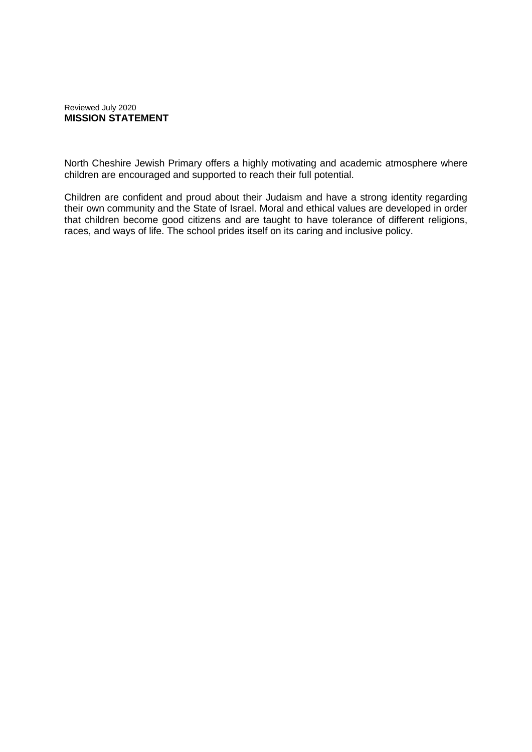Reviewed July 2020

**MISSION STATEMENT**

North Cheshire Jewish Primary offers a highly motivating and academic atmosphere where children are encouraged and supported to reach their full potential.

Children are confident and proud about their Judaism and have a strong identity regarding their own community and the State of Israel. Moral and ethical values are developed in order that children become good citizens and are taught to have tolerance of different religions, races, and ways of life. The school prides itself on its caring and inclusive policy.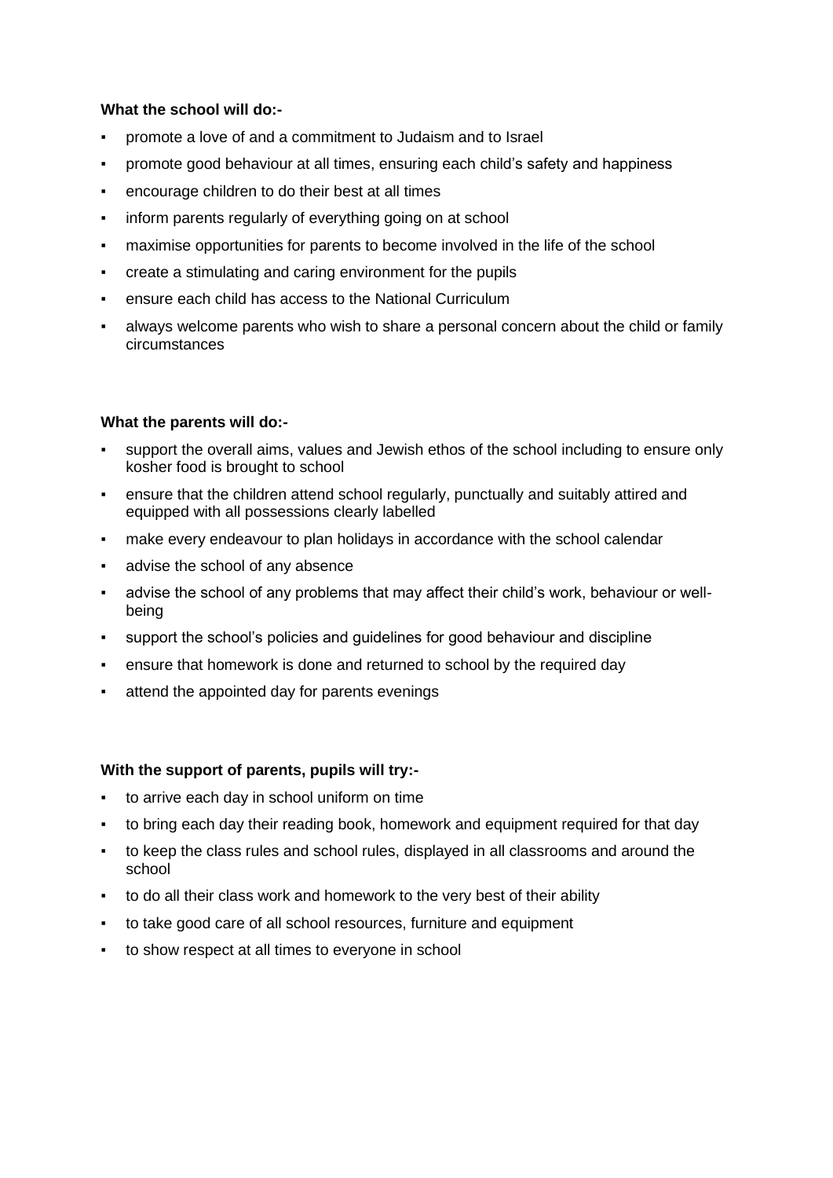**What the school will do:-**

- promote a love of and a commitment to Judaism and to Israel
- promote good behaviour at all times, ensuring each child's safety and happiness
- encourage children to do their best at all times
- inform parents regularly of everything going on at school
- maximise opportunities for parents to become involved in the life of the school
- create a stimulating and caring environment for the pupils
- ensure each child has access to the National Curriculum
- always welcome parents who wish to share a personal concern about the child or family circumstances

**What the parents will do:-**

- support the overall aims, values and Jewish ethos of the school including to ensure only kosher food is brought to school
- ensure that the children attend school regularly, punctually and suitably attired and equipped with all possessions clearly labelled
- make every endeavour to plan holidays in accordance with the school calendar
- advise the school of any absence
- advise the school of any problems that may affect their child's work, behaviour or well-being
- support the school's policies and guidelines for good behaviour and discipline
- ensure that homework is done and returned to school by the required day
- attend the appointed day for parents evenings

**With the support of parents, pupils will try:-**

- to arrive each day in school uniform on time
- to bring each day their reading book, homework and equipment required for that day
- to keep the class rules and school rules, displayed in all classrooms and around the school
- to do all their class work and homework to the very best of their ability
- to take good care of all school resources, furniture and equipment
- to show respect at all times to everyone in school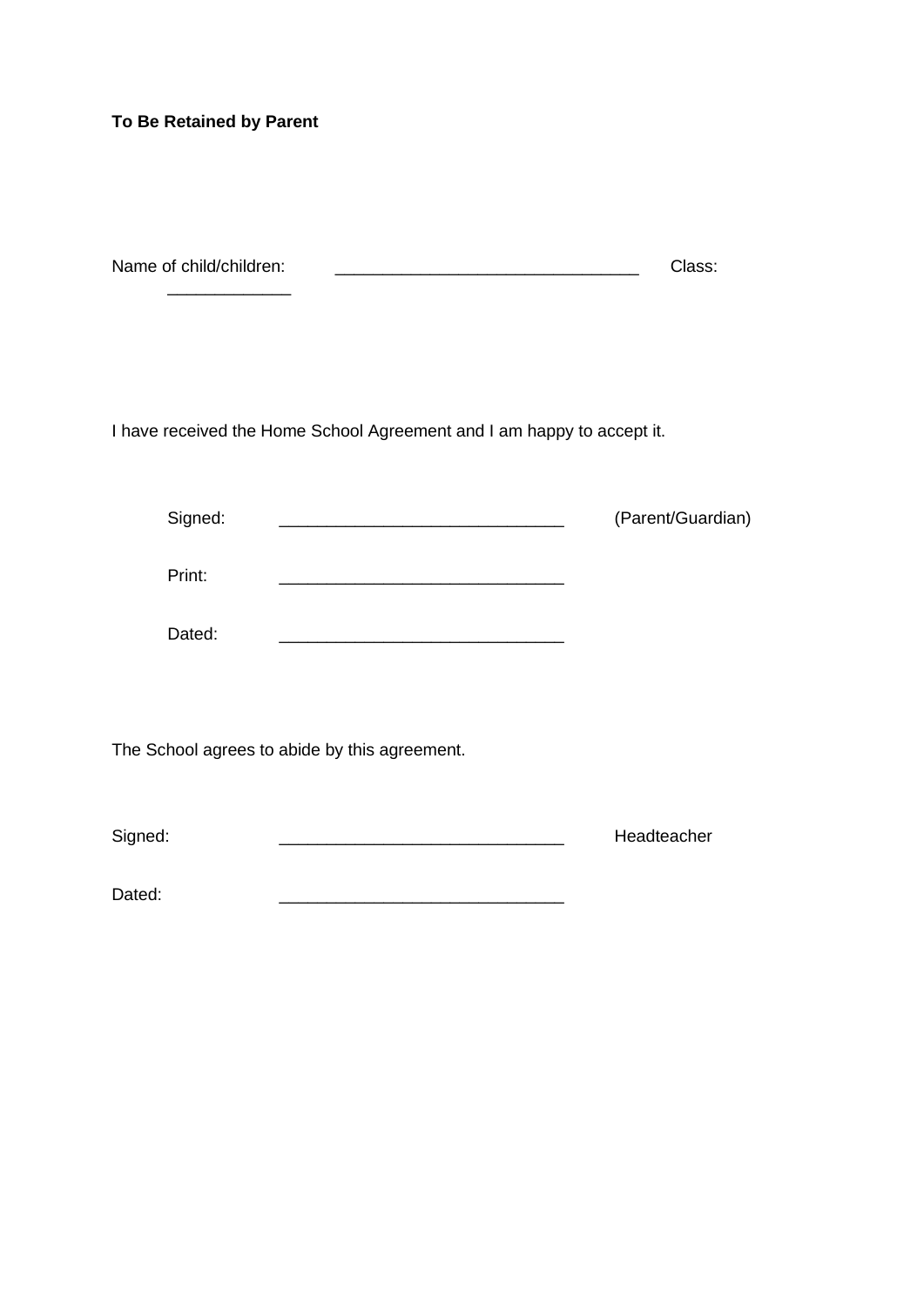**To Be Retained by Parent**

Name of child/children: _______________________________ Class: _____________

I have received the Home School Agreement and I am happy to accept it.

Signed: _____________________________ (Parent/Guardian)

Print: _____________________________

Dated: _____________________________

The School agrees to abide by this agreement.

Signed: _____________________________ Headteacher

Dated: _____________________________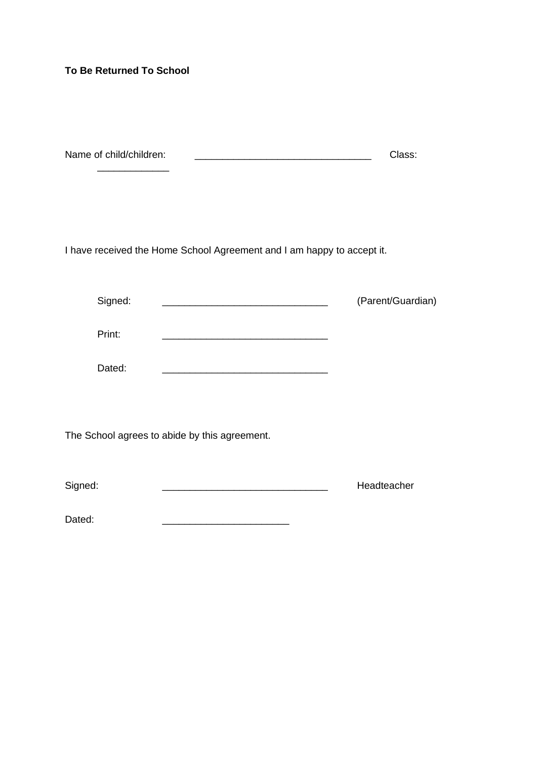**To Be Returned To School**

Name of child/children: _______________________________ Class: _____________

I have received the Home School Agreement and I am happy to accept it.

Signed: ______________________________ (Parent/Guardian)

Print: ______________________________

Dated: ______________________________

The School agrees to abide by this agreement.

Signed: ______________________________ Headteacher

Dated: ______________________